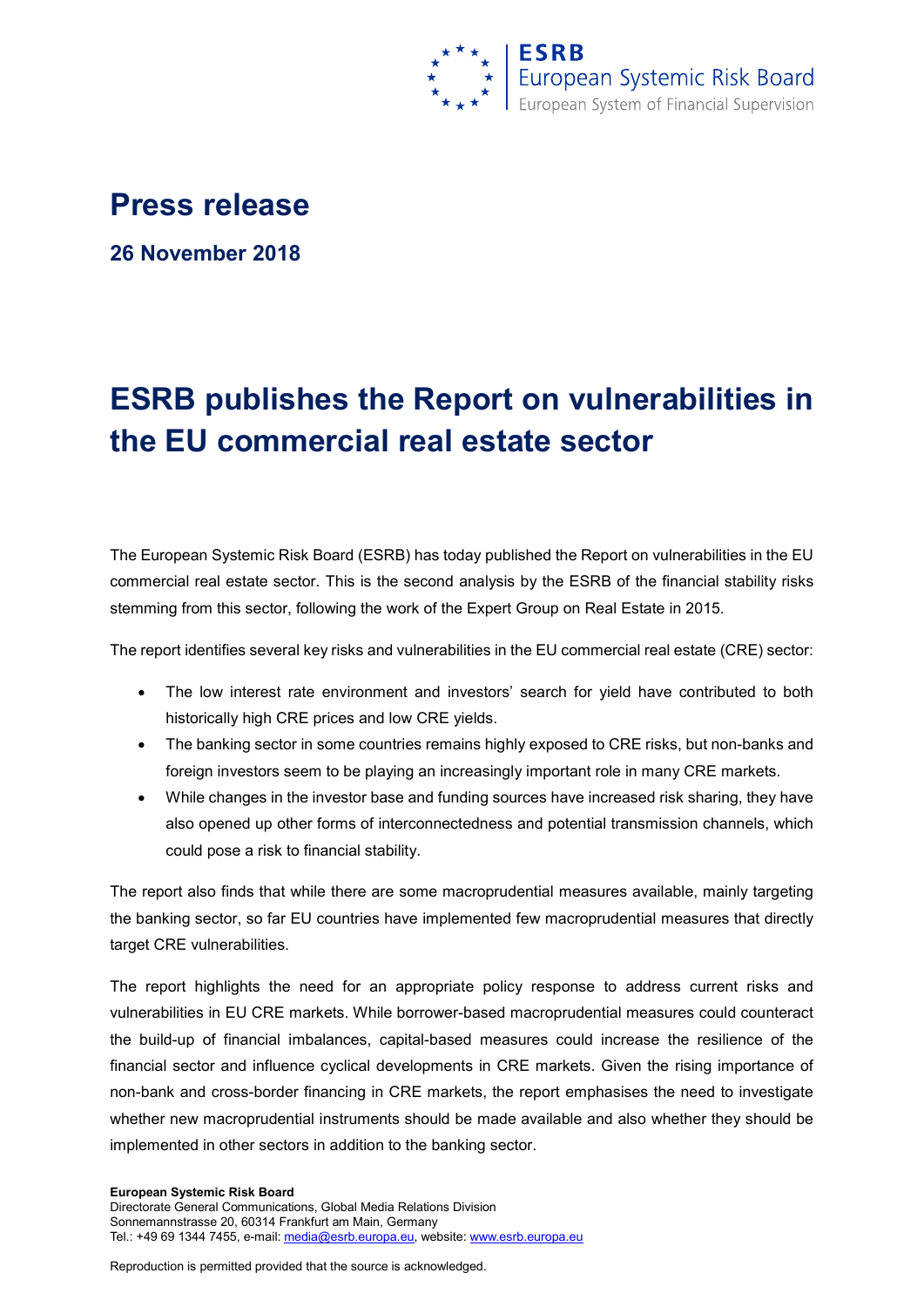# Press release

**26 November 2018**

# ESRB publishes the Report on vulnerabilities in the EU commercial real estate sector

The European Systemic Risk Board (ESRB) has today published the Report on vulnerabilities in the EU commercial real estate sector. This is the second analysis by the ESRB of the financial stability risks stemming from this sector, following the work of the Expert Group on Real Estate in 2015.

The report identifies several key risks and vulnerabilities in the EU commercial real estate (CRE) sector:

- The low interest rate environment and investors' search for yield have contributed to both historically high CRE prices and low CRE yields.
- The banking sector in some countries remains highly exposed to CRE risks, but non-banks and foreign investors seem to be playing an increasingly important role in many CRE markets.
- While changes in the investor base and funding sources have increased risk sharing, they have also opened up other forms of interconnectedness and potential transmission channels, which could pose a risk to financial stability.

The report also finds that while there are some macroprudential measures available, mainly targeting the banking sector, so far EU countries have implemented few macroprudential measures that directly target CRE vulnerabilities.

The report highlights the need for an appropriate policy response to address current risks and vulnerabilities in EU CRE markets. While borrower-based macroprudential measures could counteract the build-up of financial imbalances, capital-based measures could increase the resilience of the financial sector and influence cyclical developments in CRE markets. Given the rising importance of non-bank and cross-border financing in CRE markets, the report emphasises the need to investigate whether new macroprudential instruments should be made available and also whether they should be implemented in other sectors in addition to the banking sector.

**European Systemic Risk Board**
Directorate General Communications, Global Media Relations Division
Sonnemannstrasse 20, 60314 Frankfurt am Main, Germany
Tel.: +49 69 1344 7455, e-mail: media@esrb.europa.eu, website: www.esrb.europa.eu

Reproduction is permitted provided that the source is acknowledged.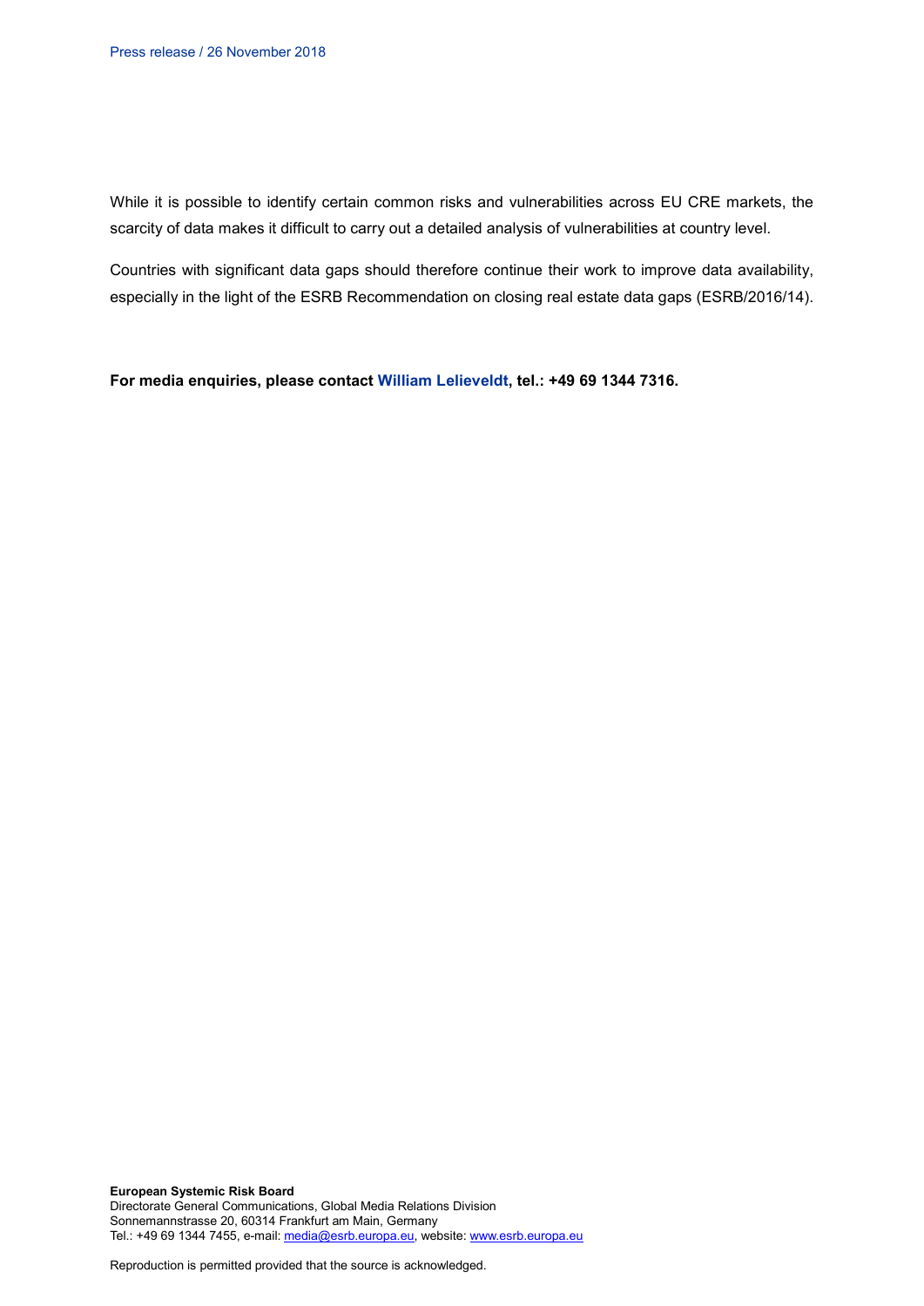While it is possible to identify certain common risks and vulnerabilities across EU CRE markets, the scarcity of data makes it difficult to carry out a detailed analysis of vulnerabilities at country level.

Countries with significant data gaps should therefore continue their work to improve data availability, especially in the light of the ESRB Recommendation on closing real estate data gaps (ESRB/2016/14).

**For media enquiries, please contact William Lelieveldt, tel.: +49 69 1344 7316.**

**European Systemic Risk Board**
Directorate General Communications, Global Media Relations Division
Sonnemannstrasse 20, 60314 Frankfurt am Main, Germany
Tel.: +49 69 1344 7455, e-mail: media@esrb.europa.eu, website: www.esrb.europa.eu

Reproduction is permitted provided that the source is acknowledged.